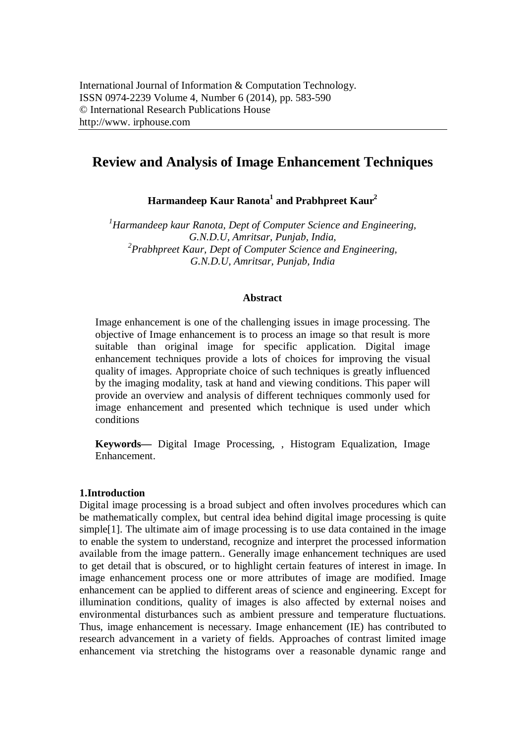International Journal of Information & Computation Technology.
ISSN 0974-2239 Volume 4, Number 6 (2014), pp. 583-590
© International Research Publications House
http://www. irphouse.com

# Review and Analysis of Image Enhancement Techniques

**Harmandeep Kaur Ranota[1] and Prabhpreet Kaur[2]**

*[1]Harmandeep kaur Ranota, Dept of Computer Science and Engineering, G.N.D.U, Amritsar, Punjab, India,*
*[2]Prabhpreet Kaur, Dept of Computer Science and Engineering, G.N.D.U, Amritsar, Punjab, India*

### Abstract

Image enhancement is one of the challenging issues in image processing. The objective of Image enhancement is to process an image so that result is more suitable than original image for specific application. Digital image enhancement techniques provide a lots of choices for improving the visual quality of images. Appropriate choice of such techniques is greatly influenced by the imaging modality, task at hand and viewing conditions. This paper will provide an overview and analysis of different techniques commonly used for image enhancement and presented which technique is used under which conditions

**Keywords—** Digital Image Processing, , Histogram Equalization, Image Enhancement.

## 1.Introduction

Digital image processing is a broad subject and often involves procedures which can be mathematically complex, but central idea behind digital image processing is quite simple[1]. The ultimate aim of image processing is to use data contained in the image to enable the system to understand, recognize and interpret the processed information available from the image pattern.. Generally image enhancement techniques are used to get detail that is obscured, or to highlight certain features of interest in image. In image enhancement process one or more attributes of image are modified. Image enhancement can be applied to different areas of science and engineering. Except for illumination conditions, quality of images is also affected by external noises and environmental disturbances such as ambient pressure and temperature fluctuations. Thus, image enhancement is necessary. Image enhancement (IE) has contributed to research advancement in a variety of fields. Approaches of contrast limited image enhancement via stretching the histograms over a reasonable dynamic range and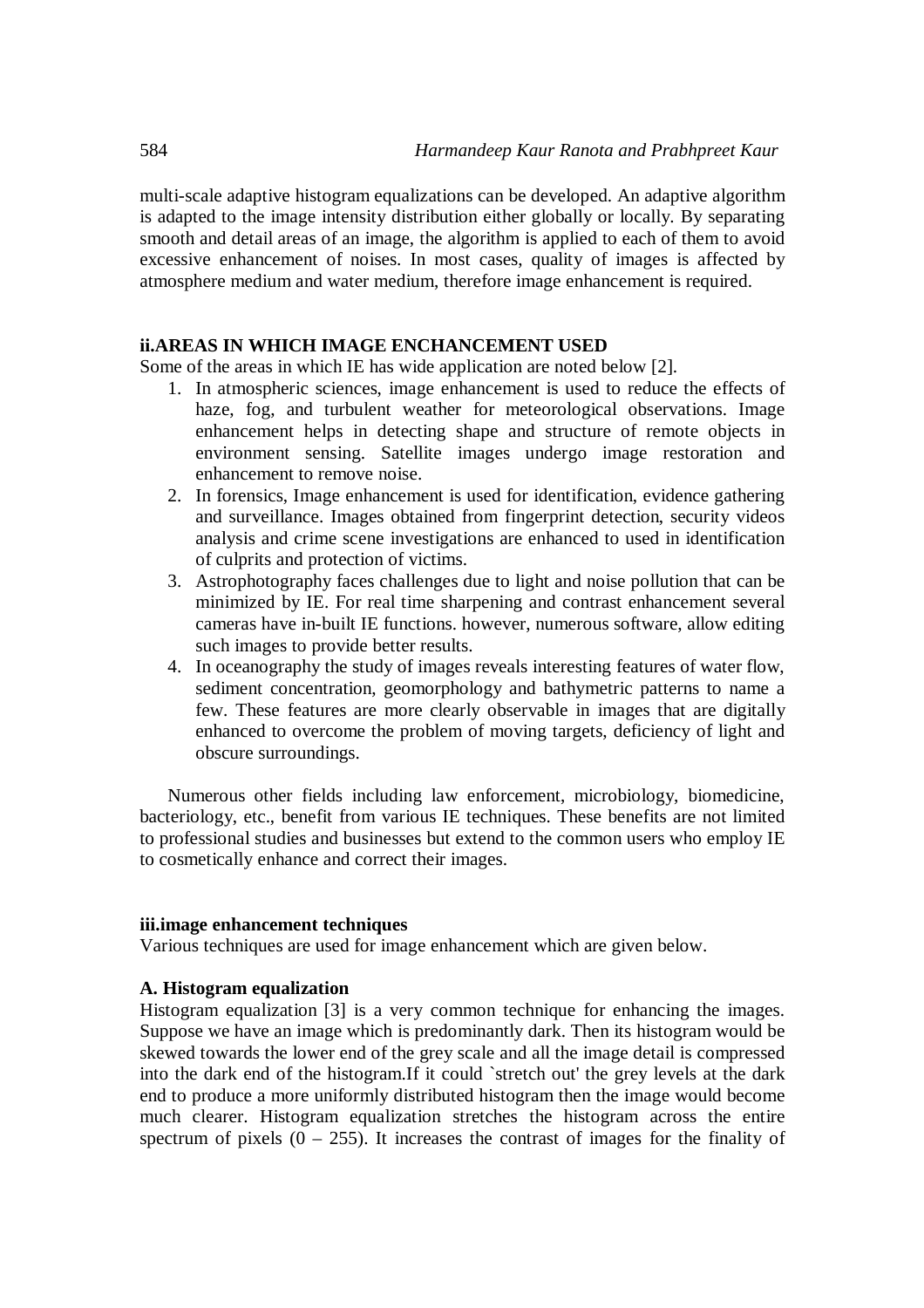multi-scale adaptive histogram equalizations can be developed. An adaptive algorithm is adapted to the image intensity distribution either globally or locally. By separating smooth and detail areas of an image, the algorithm is applied to each of them to avoid excessive enhancement of noises. In most cases, quality of images is affected by atmosphere medium and water medium, therefore image enhancement is required.

## ii.AREAS IN WHICH IMAGE ENCHANCEMENT USED

Some of the areas in which IE has wide application are noted below [2].

1. In atmospheric sciences, image enhancement is used to reduce the effects of haze, fog, and turbulent weather for meteorological observations. Image enhancement helps in detecting shape and structure of remote objects in environment sensing. Satellite images undergo image restoration and enhancement to remove noise.
2. In forensics, Image enhancement is used for identification, evidence gathering and surveillance. Images obtained from fingerprint detection, security videos analysis and crime scene investigations are enhanced to used in identification of culprits and protection of victims.
3. Astrophotography faces challenges due to light and noise pollution that can be minimized by IE. For real time sharpening and contrast enhancement several cameras have in-built IE functions. however, numerous software, allow editing such images to provide better results.
4. In oceanography the study of images reveals interesting features of water flow, sediment concentration, geomorphology and bathymetric patterns to name a few. These features are more clearly observable in images that are digitally enhanced to overcome the problem of moving targets, deficiency of light and obscure surroundings.

Numerous other fields including law enforcement, microbiology, biomedicine, bacteriology, etc., benefit from various IE techniques. These benefits are not limited to professional studies and businesses but extend to the common users who employ IE to cosmetically enhance and correct their images.

## iii.image enhancement techniques

Various techniques are used for image enhancement which are given below.

### A. Histogram equalization

Histogram equalization [3] is a very common technique for enhancing the images. Suppose we have an image which is predominantly dark. Then its histogram would be skewed towards the lower end of the grey scale and all the image detail is compressed into the dark end of the histogram.If it could `stretch out' the grey levels at the dark end to produce a more uniformly distributed histogram then the image would become much clearer. Histogram equalization stretches the histogram across the entire spectrum of pixels (0 – 255). It increases the contrast of images for the finality of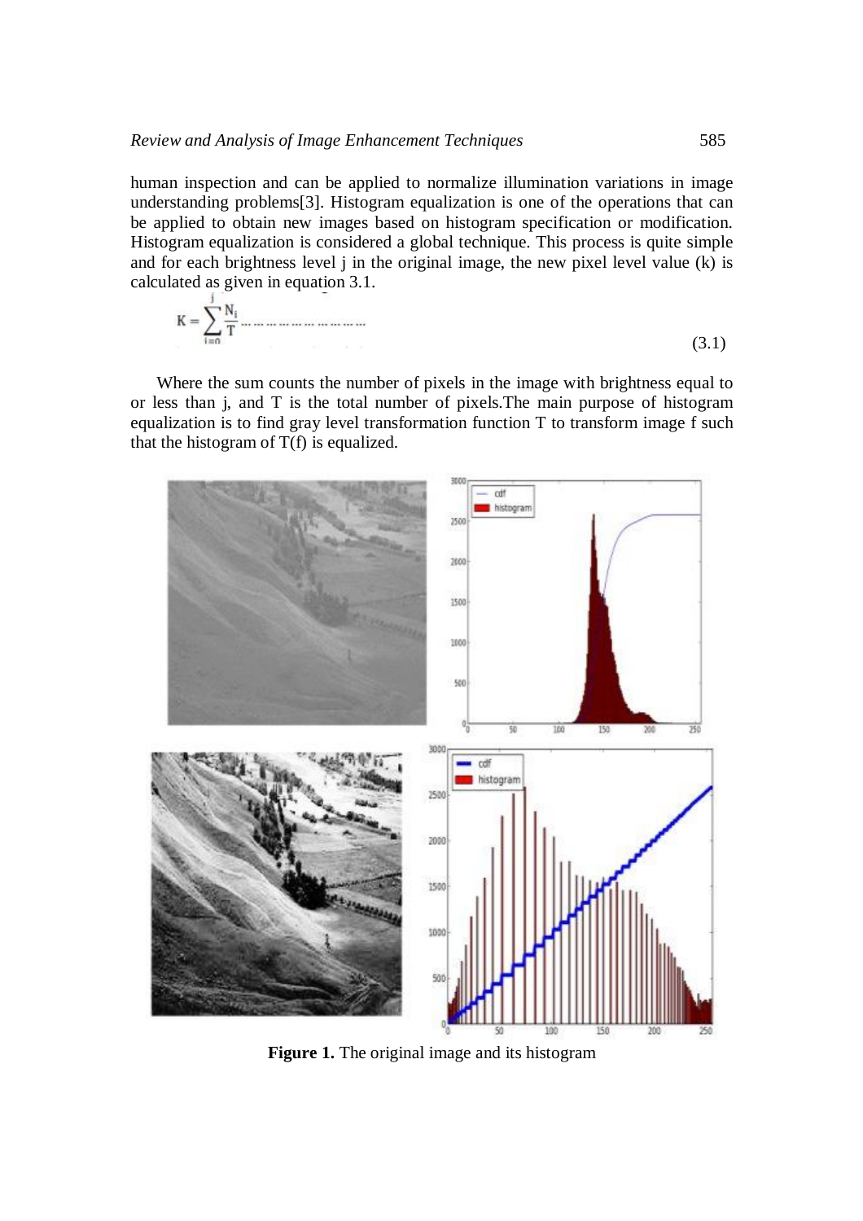human inspection and can be applied to normalize illumination variations in image understanding problems[3]. Histogram equalization is one of the operations that can be applied to obtain new images based on histogram specification or modification. Histogram equalization is considered a global technique. This process is quite simple and for each brightness level j in the original image, the new pixel level value (k) is calculated as given in equation 3.1.

$$K = \sum_{i=0}^{j} \frac{N_i}{T} \tag{3.1}$$

Where the sum counts the number of pixels in the image with brightness equal to or less than j, and T is the total number of pixels.The main purpose of histogram equalization is to find gray level transformation function T to transform image f such that the histogram of T(f) is equalized.

**Figure 1.** The original image and its histogram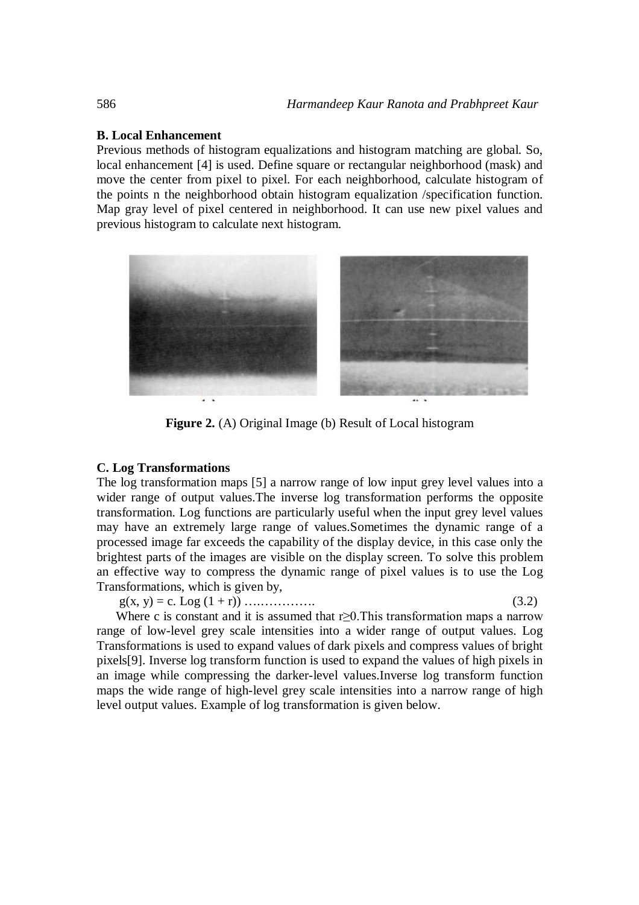### B. Local Enhancement

Previous methods of histogram equalizations and histogram matching are global. So, local enhancement [4] is used. Define square or rectangular neighborhood (mask) and move the center from pixel to pixel. For each neighborhood, calculate histogram of the points n the neighborhood obtain histogram equalization /specification function. Map gray level of pixel centered in neighborhood. It can use new pixel values and previous histogram to calculate next histogram.

**Figure 2.** (A) Original Image (b) Result of Local histogram

### C. Log Transformations

The log transformation maps [5] a narrow range of low input grey level values into a wider range of output values.The inverse log transformation performs the opposite transformation. Log functions are particularly useful when the input grey level values may have an extremely large range of values.Sometimes the dynamic range of a processed image far exceeds the capability of the display device, in this case only the brightest parts of the images are visible on the display screen. To solve this problem an effective way to compress the dynamic range of pixel values is to use the Log Transformations, which is given by,

$$g(x, y) = c. \text{Log}(1 + r)) \quad \ldots\ldots\ldots\ldots\ldots. \quad (3.2)$$

Where c is constant and it is assumed that $r \geq 0$.This transformation maps a narrow range of low-level grey scale intensities into a wider range of output values. Log Transformations is used to expand values of dark pixels and compress values of bright pixels[9]. Inverse log transform function is used to expand the values of high pixels in an image while compressing the darker-level values.Inverse log transform function maps the wide range of high-level grey scale intensities into a narrow range of high level output values. Example of log transformation is given below.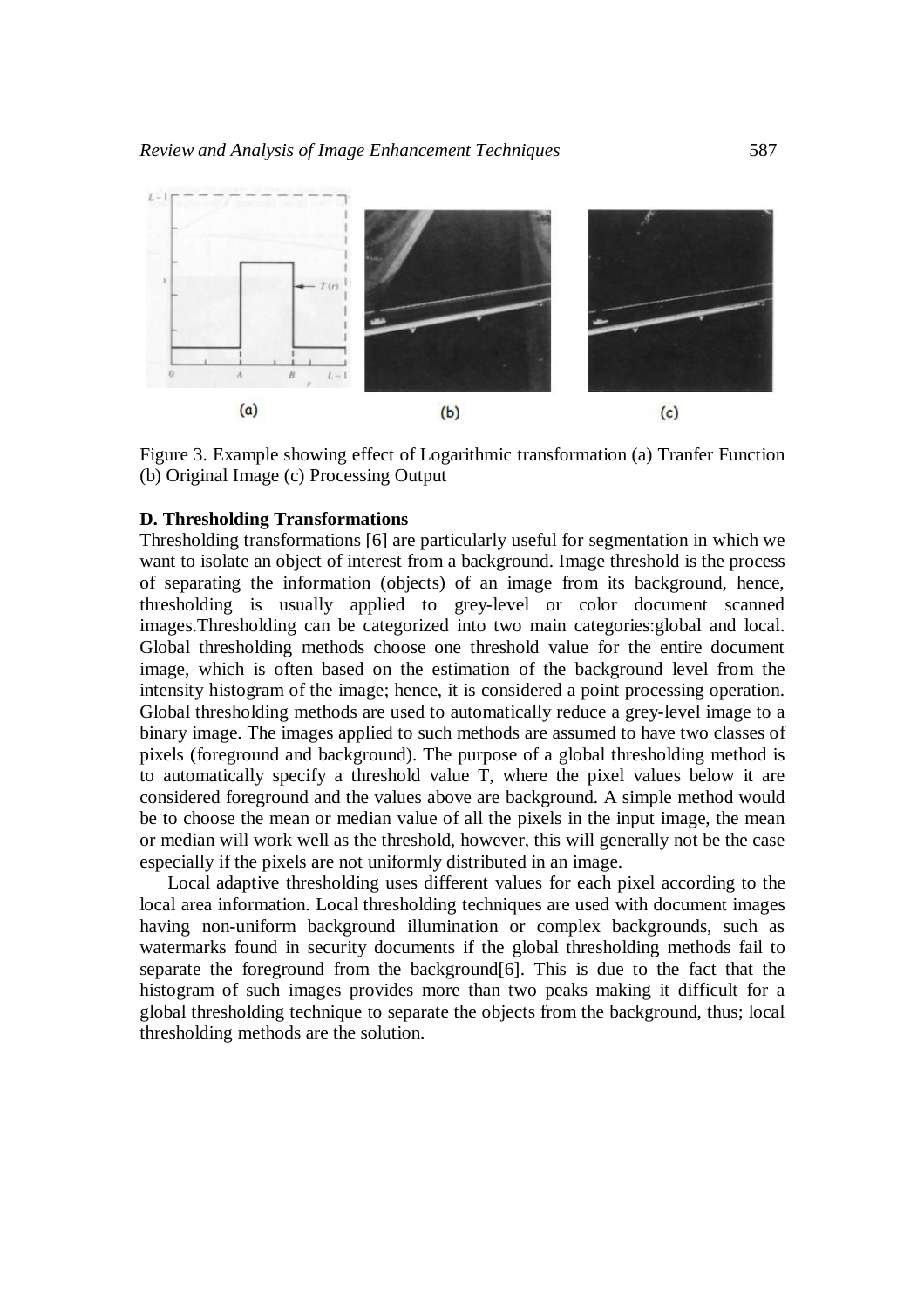Figure 3. Example showing effect of Logarithmic transformation (a) Tranfer Function (b) Original Image (c) Processing Output

**D. Thresholding Transformations**

Thresholding transformations [6] are particularly useful for segmentation in which we want to isolate an object of interest from a background. Image threshold is the process of separating the information (objects) of an image from its background, hence, thresholding is usually applied to grey-level or color document scanned images.Thresholding can be categorized into two main categories:global and local. Global thresholding methods choose one threshold value for the entire document image, which is often based on the estimation of the background level from the intensity histogram of the image; hence, it is considered a point processing operation. Global thresholding methods are used to automatically reduce a grey-level image to a binary image. The images applied to such methods are assumed to have two classes of pixels (foreground and background). The purpose of a global thresholding method is to automatically specify a threshold value T, where the pixel values below it are considered foreground and the values above are background. A simple method would be to choose the mean or median value of all the pixels in the input image, the mean or median will work well as the threshold, however, this will generally not be the case especially if the pixels are not uniformly distributed in an image.

Local adaptive thresholding uses different values for each pixel according to the local area information. Local thresholding techniques are used with document images having non-uniform background illumination or complex backgrounds, such as watermarks found in security documents if the global thresholding methods fail to separate the foreground from the background[6]. This is due to the fact that the histogram of such images provides more than two peaks making it difficult for a global thresholding technique to separate the objects from the background, thus; local thresholding methods are the solution.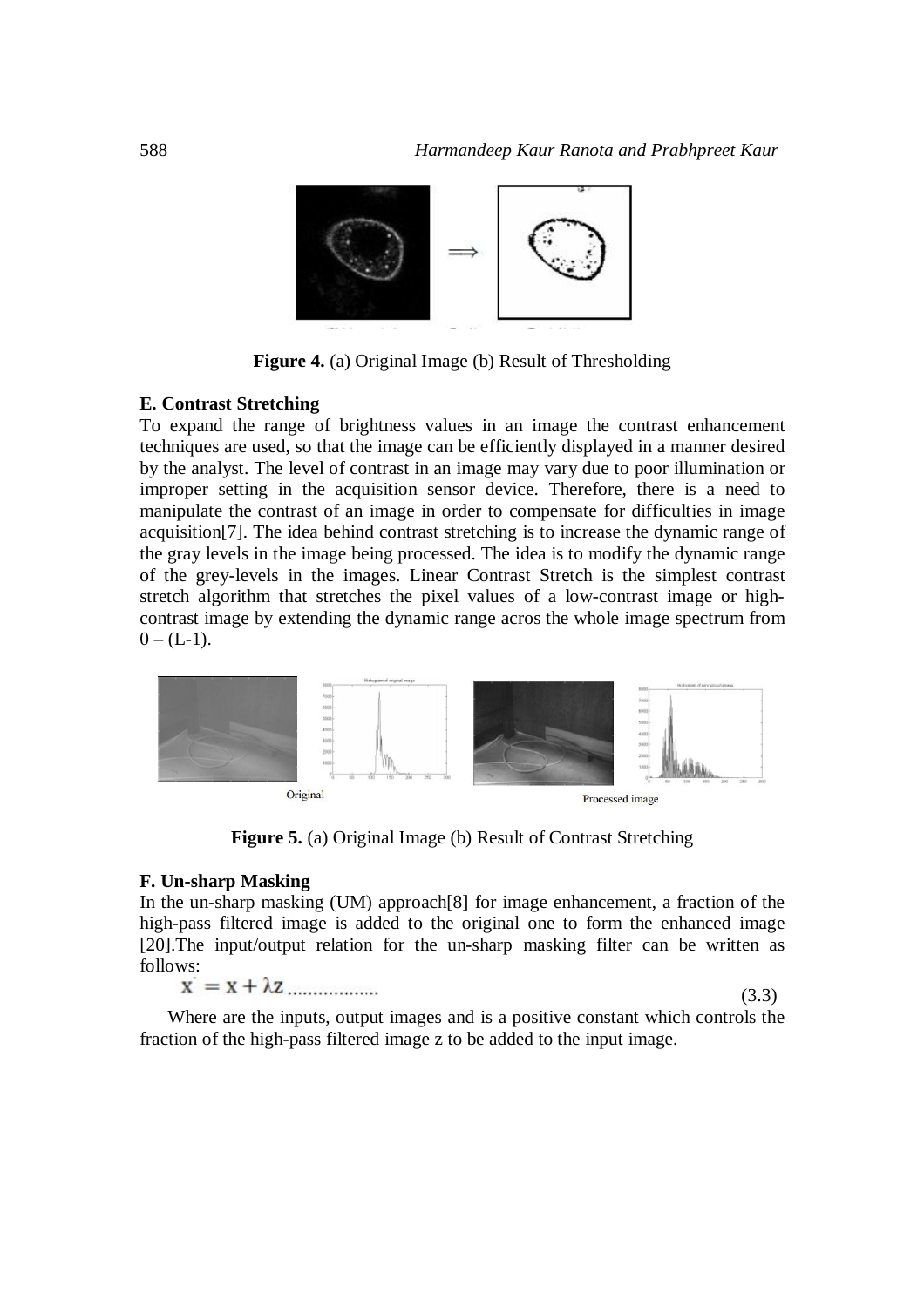**Figure 4.** (a) Original Image (b) Result of Thresholding

### E. Contrast Stretching

To expand the range of brightness values in an image the contrast enhancement techniques are used, so that the image can be efficiently displayed in a manner desired by the analyst. The level of contrast in an image may vary due to poor illumination or improper setting in the acquisition sensor device. Therefore, there is a need to manipulate the contrast of an image in order to compensate for difficulties in image acquisition[7]. The idea behind contrast stretching is to increase the dynamic range of the gray levels in the image being processed. The idea is to modify the dynamic range of the grey-levels in the images. Linear Contrast Stretch is the simplest contrast stretch algorithm that stretches the pixel values of a low-contrast image or high-contrast image by extending the dynamic range acros the whole image spectrum from 0 – (L-1).

Original

Processed image

**Figure 5.** (a) Original Image (b) Result of Contrast Stretching

### F. Un-sharp Masking

In the un-sharp masking (UM) approach[8] for image enhancement, a fraction of the high-pass filtered image is added to the original one to form the enhanced image [20].The input/output relation for the un-sharp masking filter can be written as follows:

$$x^{\cdot} = x + \lambda z \qquad (3.3)$$

Where are the inputs, output images and is a positive constant which controls the fraction of the high-pass filtered image z to be added to the input image.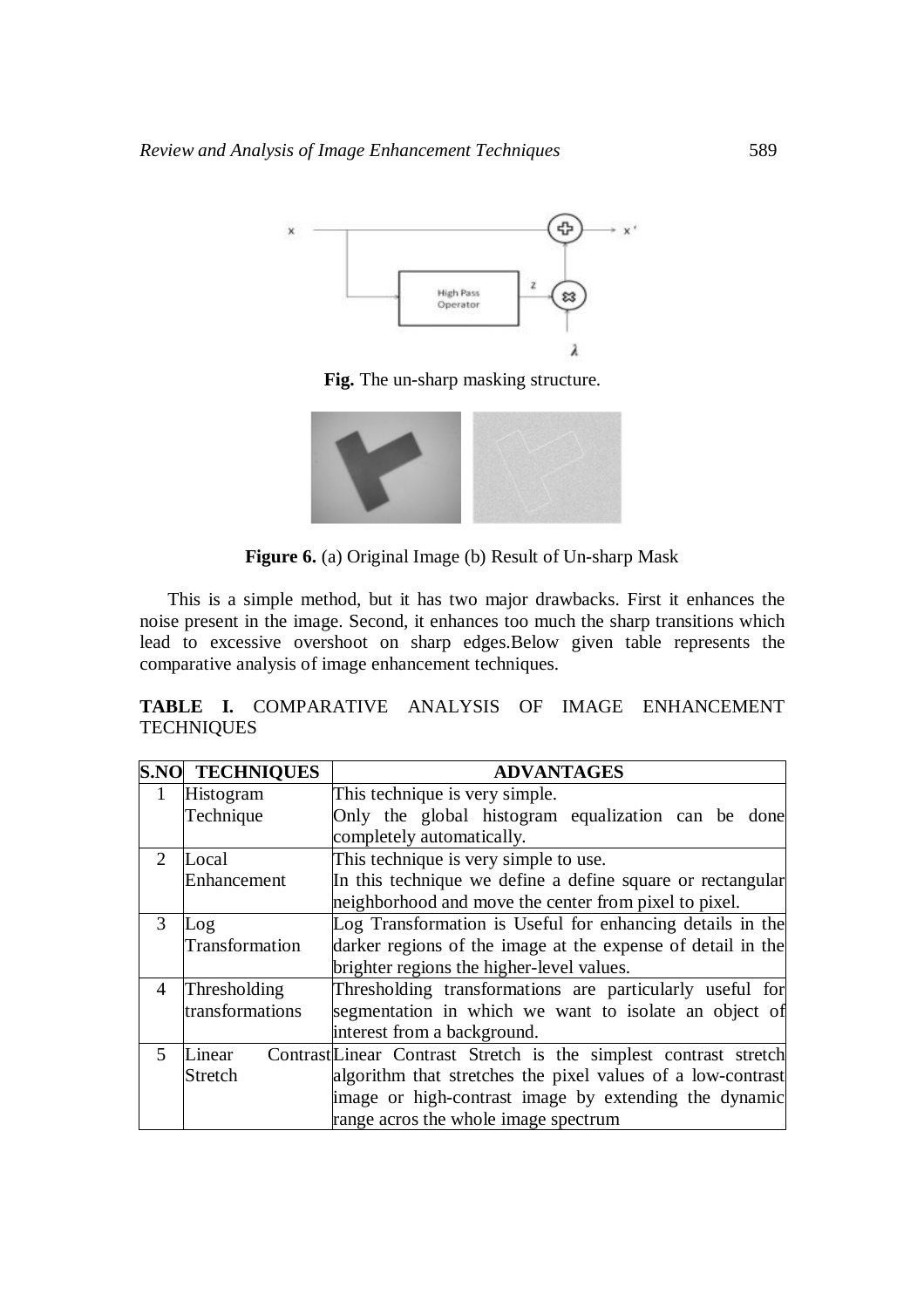**Fig.** The un-sharp masking structure.

**Figure 6.** (a) Original Image (b) Result of Un-sharp Mask

This is a simple method, but it has two major drawbacks. First it enhances the noise present in the image. Second, it enhances too much the sharp transitions which lead to excessive overshoot on sharp edges.Below given table represents the comparative analysis of image enhancement techniques.

**TABLE I.** COMPARATIVE ANALYSIS OF IMAGE ENHANCEMENT TECHNIQUES

| S.NO | TECHNIQUES | ADVANTAGES |
|---|---|---|
| 1 | Histogram Technique | This technique is very simple. Only the global histogram equalization can be done completely automatically. |
| 2 | Local Enhancement | This technique is very simple to use. In this technique we define a define square or rectangular neighborhood and move the center from pixel to pixel. |
| 3 | Log Transformation | Log Transformation is Useful for enhancing details in the darker regions of the image at the expense of detail in the brighter regions the higher-level values. |
| 4 | Thresholding transformations | Thresholding transformations are particularly useful for segmentation in which we want to isolate an object of interest from a background. |
| 5 | Linear Contrast Stretch | Linear Contrast Stretch is the simplest contrast stretch algorithm that stretches the pixel values of a low-contrast image or high-contrast image by extending the dynamic range acros the whole image spectrum |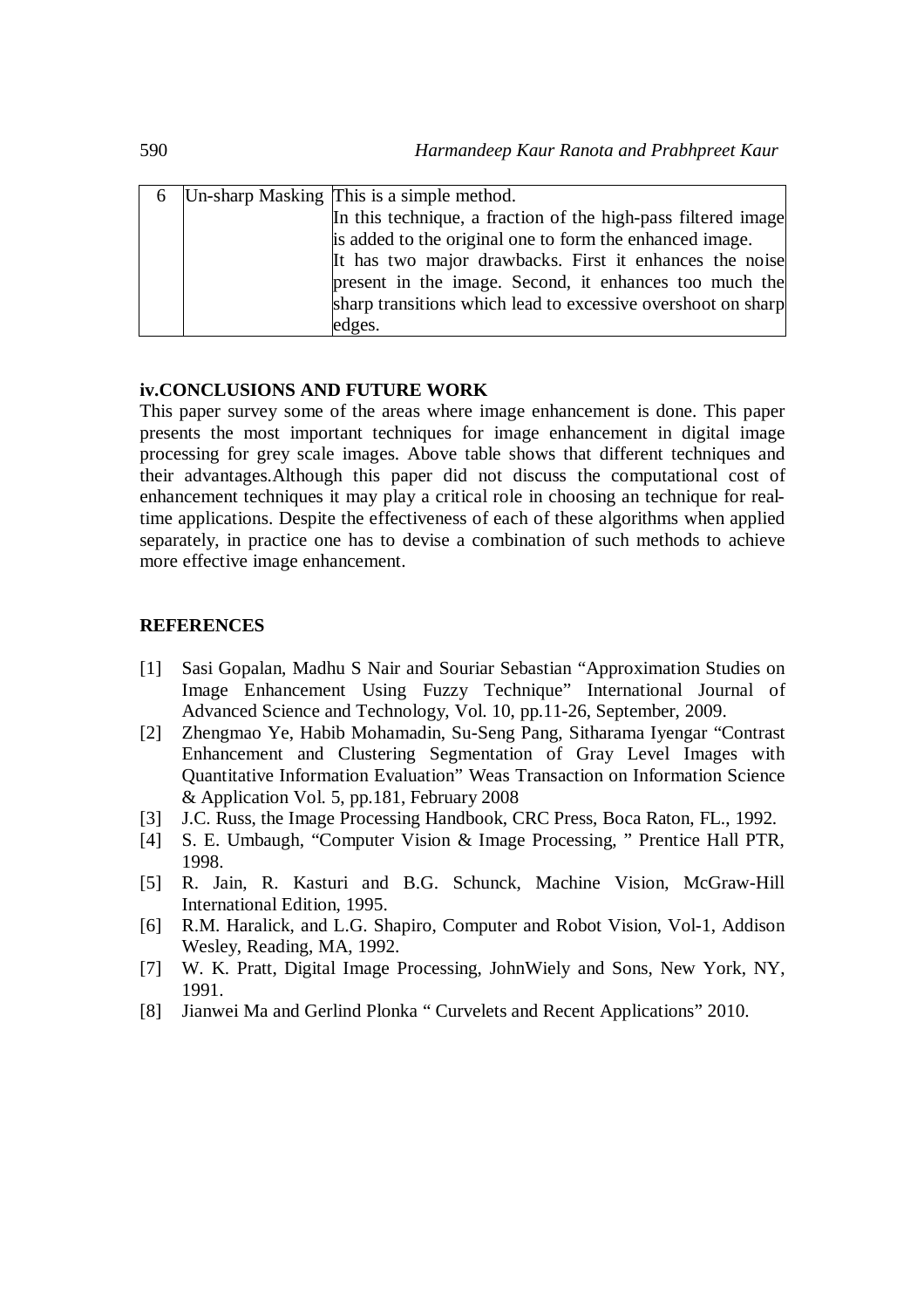| | | |
|---|---|---|
| 6 | Un-sharp Masking | This is a simple method. In this technique, a fraction of the high-pass filtered image is added to the original one to form the enhanced image. It has two major drawbacks. First it enhances the noise present in the image. Second, it enhances too much the sharp transitions which lead to excessive overshoot on sharp edges. |

## iv.CONCLUSIONS AND FUTURE WORK

This paper survey some of the areas where image enhancement is done. This paper presents the most important techniques for image enhancement in digital image processing for grey scale images. Above table shows that different techniques and their advantages.Although this paper did not discuss the computational cost of enhancement techniques it may play a critical role in choosing an technique for real-time applications. Despite the effectiveness of each of these algorithms when applied separately, in practice one has to devise a combination of such methods to achieve more effective image enhancement.

## REFERENCES

[1] Sasi Gopalan, Madhu S Nair and Souriar Sebastian "Approximation Studies on Image Enhancement Using Fuzzy Technique" International Journal of Advanced Science and Technology, Vol. 10, pp.11-26, September, 2009.

[2] Zhengmao Ye, Habib Mohamadin, Su-Seng Pang, Sitharama Iyengar "Contrast Enhancement and Clustering Segmentation of Gray Level Images with Quantitative Information Evaluation" Weas Transaction on Information Science & Application Vol. 5, pp.181, February 2008

[3] J.C. Russ, the Image Processing Handbook, CRC Press, Boca Raton, FL., 1992.

[4] S. E. Umbaugh, "Computer Vision & Image Processing, " Prentice Hall PTR, 1998.

[5] R. Jain, R. Kasturi and B.G. Schunck, Machine Vision, McGraw-Hill International Edition, 1995.

[6] R.M. Haralick, and L.G. Shapiro, Computer and Robot Vision, Vol-1, Addison Wesley, Reading, MA, 1992.

[7] W. K. Pratt, Digital Image Processing, JohnWiely and Sons, New York, NY, 1991.

[8] Jianwei Ma and Gerlind Plonka " Curvelets and Recent Applications" 2010.